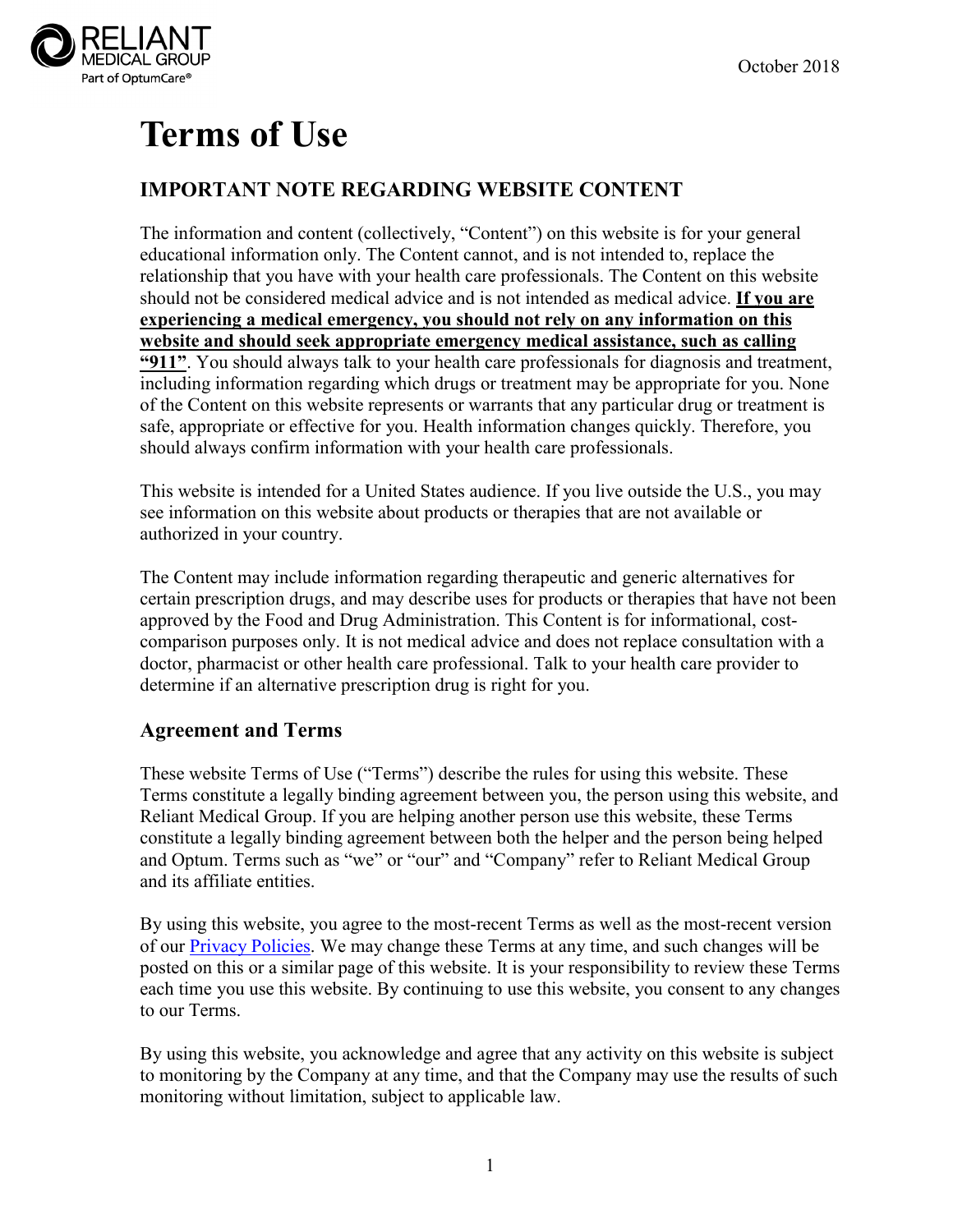October 2018

# Terms of Use

## IMPORTANT NOTE REGARDING WEBSITE CONTENT

The information and content (collectively, "Content") on this website is for your general educational information only. The Content cannot, and is not intended to, replace the relationship that you have with your health care professionals. The Content on this website should not be considered medical advice and is not intended as medical advice. **If you are experiencing a medical emergency, you should not rely on any information on this website and should seek appropriate emergency medical assistance, such as calling "911"**. You should always talk to your health care professionals for diagnosis and treatment, including information regarding which drugs or treatment may be appropriate for you. None of the Content on this website represents or warrants that any particular drug or treatment is safe, appropriate or effective for you. Health information changes quickly. Therefore, you should always confirm information with your health care professionals.

This website is intended for a United States audience. If you live outside the U.S., you may see information on this website about products or therapies that are not available or authorized in your country.

The Content may include information regarding therapeutic and generic alternatives for certain prescription drugs, and may describe uses for products or therapies that have not been approved by the Food and Drug Administration. This Content is for informational, cost-comparison purposes only. It is not medical advice and does not replace consultation with a doctor, pharmacist or other health care professional. Talk to your health care provider to determine if an alternative prescription drug is right for you.

## Agreement and Terms

These website Terms of Use ("Terms") describe the rules for using this website. These Terms constitute a legally binding agreement between you, the person using this website, and Reliant Medical Group. If you are helping another person use this website, these Terms constitute a legally binding agreement between both the helper and the person being helped and Optum. Terms such as "we" or "our" and "Company" refer to Reliant Medical Group and its affiliate entities.

By using this website, you agree to the most-recent Terms as well as the most-recent version of our Privacy Policies. We may change these Terms at any time, and such changes will be posted on this or a similar page of this website. It is your responsibility to review these Terms each time you use this website. By continuing to use this website, you consent to any changes to our Terms.

By using this website, you acknowledge and agree that any activity on this website is subject to monitoring by the Company at any time, and that the Company may use the results of such monitoring without limitation, subject to applicable law.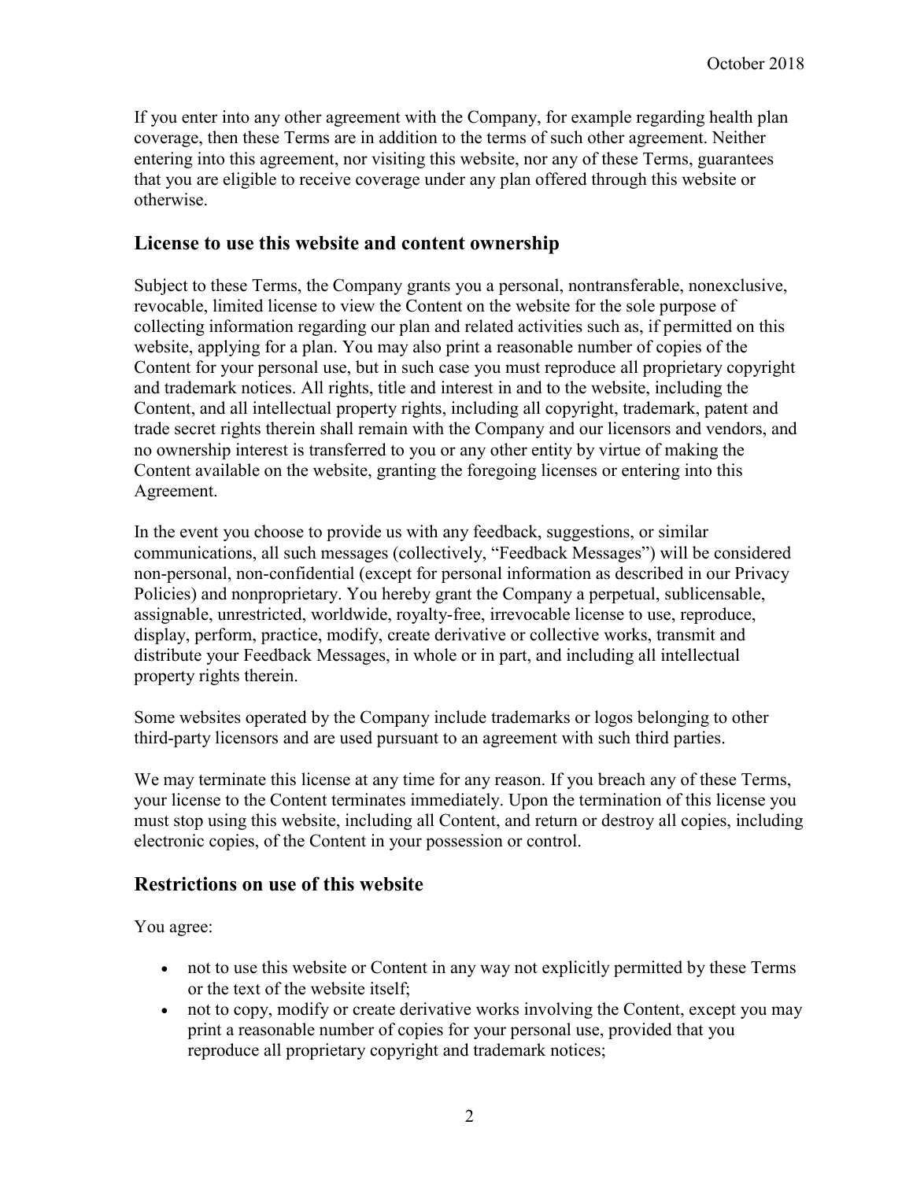If you enter into any other agreement with the Company, for example regarding health plan coverage, then these Terms are in addition to the terms of such other agreement. Neither entering into this agreement, nor visiting this website, nor any of these Terms, guarantees that you are eligible to receive coverage under any plan offered through this website or otherwise.

## License to use this website and content ownership

Subject to these Terms, the Company grants you a personal, nontransferable, nonexclusive, revocable, limited license to view the Content on the website for the sole purpose of collecting information regarding our plan and related activities such as, if permitted on this website, applying for a plan. You may also print a reasonable number of copies of the Content for your personal use, but in such case you must reproduce all proprietary copyright and trademark notices. All rights, title and interest in and to the website, including the Content, and all intellectual property rights, including all copyright, trademark, patent and trade secret rights therein shall remain with the Company and our licensors and vendors, and no ownership interest is transferred to you or any other entity by virtue of making the Content available on the website, granting the foregoing licenses or entering into this Agreement.

In the event you choose to provide us with any feedback, suggestions, or similar communications, all such messages (collectively, "Feedback Messages") will be considered non-personal, non-confidential (except for personal information as described in our Privacy Policies) and nonproprietary. You hereby grant the Company a perpetual, sublicensable, assignable, unrestricted, worldwide, royalty-free, irrevocable license to use, reproduce, display, perform, practice, modify, create derivative or collective works, transmit and distribute your Feedback Messages, in whole or in part, and including all intellectual property rights therein.

Some websites operated by the Company include trademarks or logos belonging to other third-party licensors and are used pursuant to an agreement with such third parties.

We may terminate this license at any time for any reason. If you breach any of these Terms, your license to the Content terminates immediately. Upon the termination of this license you must stop using this website, including all Content, and return or destroy all copies, including electronic copies, of the Content in your possession or control.

## Restrictions on use of this website

You agree:

- not to use this website or Content in any way not explicitly permitted by these Terms or the text of the website itself;
- not to copy, modify or create derivative works involving the Content, except you may print a reasonable number of copies for your personal use, provided that you reproduce all proprietary copyright and trademark notices;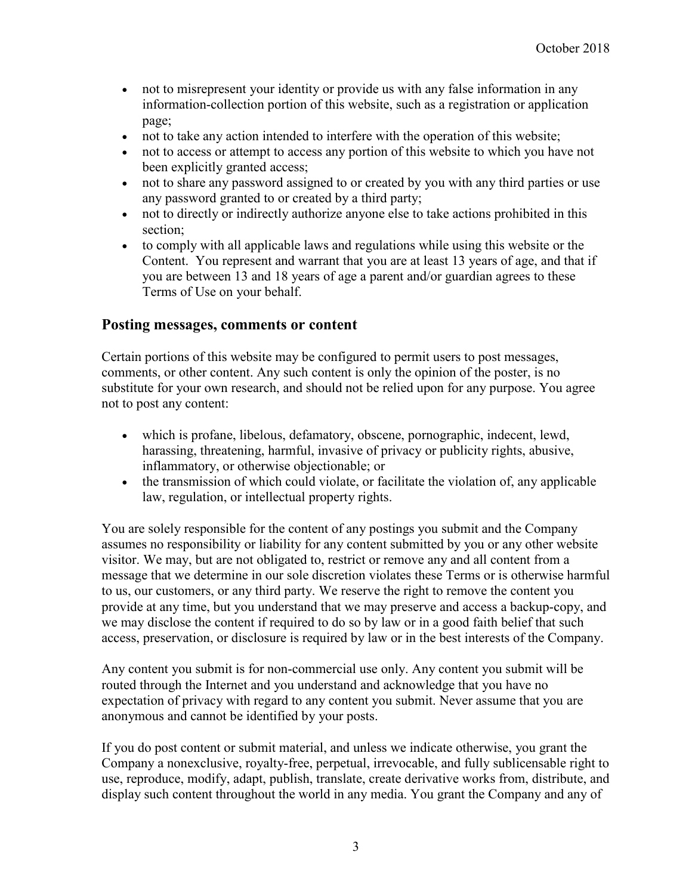- not to misrepresent your identity or provide us with any false information in any information-collection portion of this website, such as a registration or application page;
- not to take any action intended to interfere with the operation of this website;
- not to access or attempt to access any portion of this website to which you have not been explicitly granted access;
- not to share any password assigned to or created by you with any third parties or use any password granted to or created by a third party;
- not to directly or indirectly authorize anyone else to take actions prohibited in this section;
- to comply with all applicable laws and regulations while using this website or the Content. You represent and warrant that you are at least 13 years of age, and that if you are between 13 and 18 years of age a parent and/or guardian agrees to these Terms of Use on your behalf.

## Posting messages, comments or content

Certain portions of this website may be configured to permit users to post messages, comments, or other content. Any such content is only the opinion of the poster, is no substitute for your own research, and should not be relied upon for any purpose. You agree not to post any content:

- which is profane, libelous, defamatory, obscene, pornographic, indecent, lewd, harassing, threatening, harmful, invasive of privacy or publicity rights, abusive, inflammatory, or otherwise objectionable; or
- the transmission of which could violate, or facilitate the violation of, any applicable law, regulation, or intellectual property rights.

You are solely responsible for the content of any postings you submit and the Company assumes no responsibility or liability for any content submitted by you or any other website visitor. We may, but are not obligated to, restrict or remove any and all content from a message that we determine in our sole discretion violates these Terms or is otherwise harmful to us, our customers, or any third party. We reserve the right to remove the content you provide at any time, but you understand that we may preserve and access a backup-copy, and we may disclose the content if required to do so by law or in a good faith belief that such access, preservation, or disclosure is required by law or in the best interests of the Company.

Any content you submit is for non-commercial use only. Any content you submit will be routed through the Internet and you understand and acknowledge that you have no expectation of privacy with regard to any content you submit. Never assume that you are anonymous and cannot be identified by your posts.

If you do post content or submit material, and unless we indicate otherwise, you grant the Company a nonexclusive, royalty-free, perpetual, irrevocable, and fully sublicensable right to use, reproduce, modify, adapt, publish, translate, create derivative works from, distribute, and display such content throughout the world in any media. You grant the Company and any of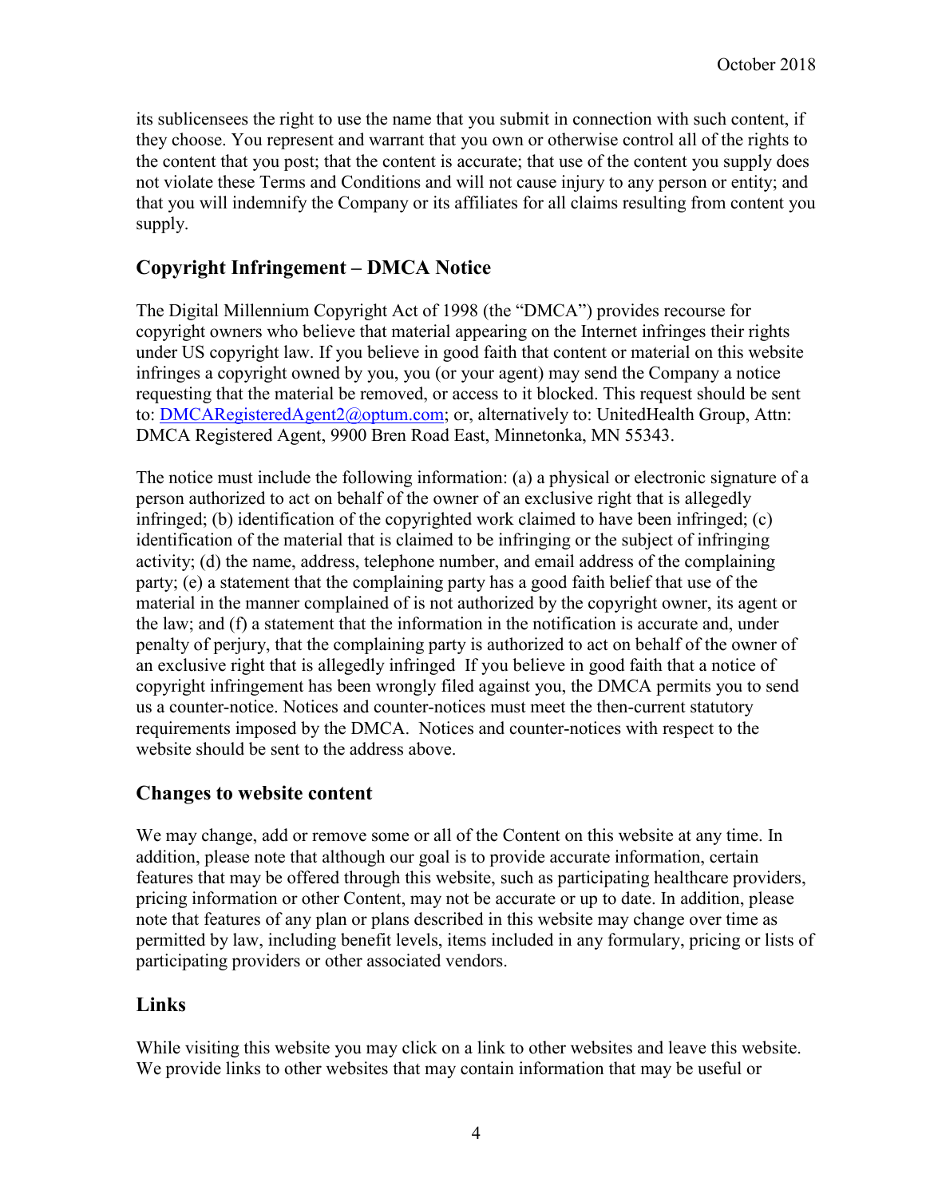its sublicensees the right to use the name that you submit in connection with such content, if they choose. You represent and warrant that you own or otherwise control all of the rights to the content that you post; that the content is accurate; that use of the content you supply does not violate these Terms and Conditions and will not cause injury to any person or entity; and that you will indemnify the Company or its affiliates for all claims resulting from content you supply.

## Copyright Infringement – DMCA Notice

The Digital Millennium Copyright Act of 1998 (the "DMCA") provides recourse for copyright owners who believe that material appearing on the Internet infringes their rights under US copyright law. If you believe in good faith that content or material on this website infringes a copyright owned by you, you (or your agent) may send the Company a notice requesting that the material be removed, or access to it blocked. This request should be sent to: DMCARegisteredAgent2@optum.com; or, alternatively to: UnitedHealth Group, Attn: DMCA Registered Agent, 9900 Bren Road East, Minnetonka, MN 55343.

The notice must include the following information: (a) a physical or electronic signature of a person authorized to act on behalf of the owner of an exclusive right that is allegedly infringed; (b) identification of the copyrighted work claimed to have been infringed; (c) identification of the material that is claimed to be infringing or the subject of infringing activity; (d) the name, address, telephone number, and email address of the complaining party; (e) a statement that the complaining party has a good faith belief that use of the material in the manner complained of is not authorized by the copyright owner, its agent or the law; and (f) a statement that the information in the notification is accurate and, under penalty of perjury, that the complaining party is authorized to act on behalf of the owner of an exclusive right that is allegedly infringed If you believe in good faith that a notice of copyright infringement has been wrongly filed against you, the DMCA permits you to send us a counter-notice. Notices and counter-notices must meet the then-current statutory requirements imposed by the DMCA. Notices and counter-notices with respect to the website should be sent to the address above.

## Changes to website content

We may change, add or remove some or all of the Content on this website at any time. In addition, please note that although our goal is to provide accurate information, certain features that may be offered through this website, such as participating healthcare providers, pricing information or other Content, may not be accurate or up to date. In addition, please note that features of any plan or plans described in this website may change over time as permitted by law, including benefit levels, items included in any formulary, pricing or lists of participating providers or other associated vendors.

## Links

While visiting this website you may click on a link to other websites and leave this website. We provide links to other websites that may contain information that may be useful or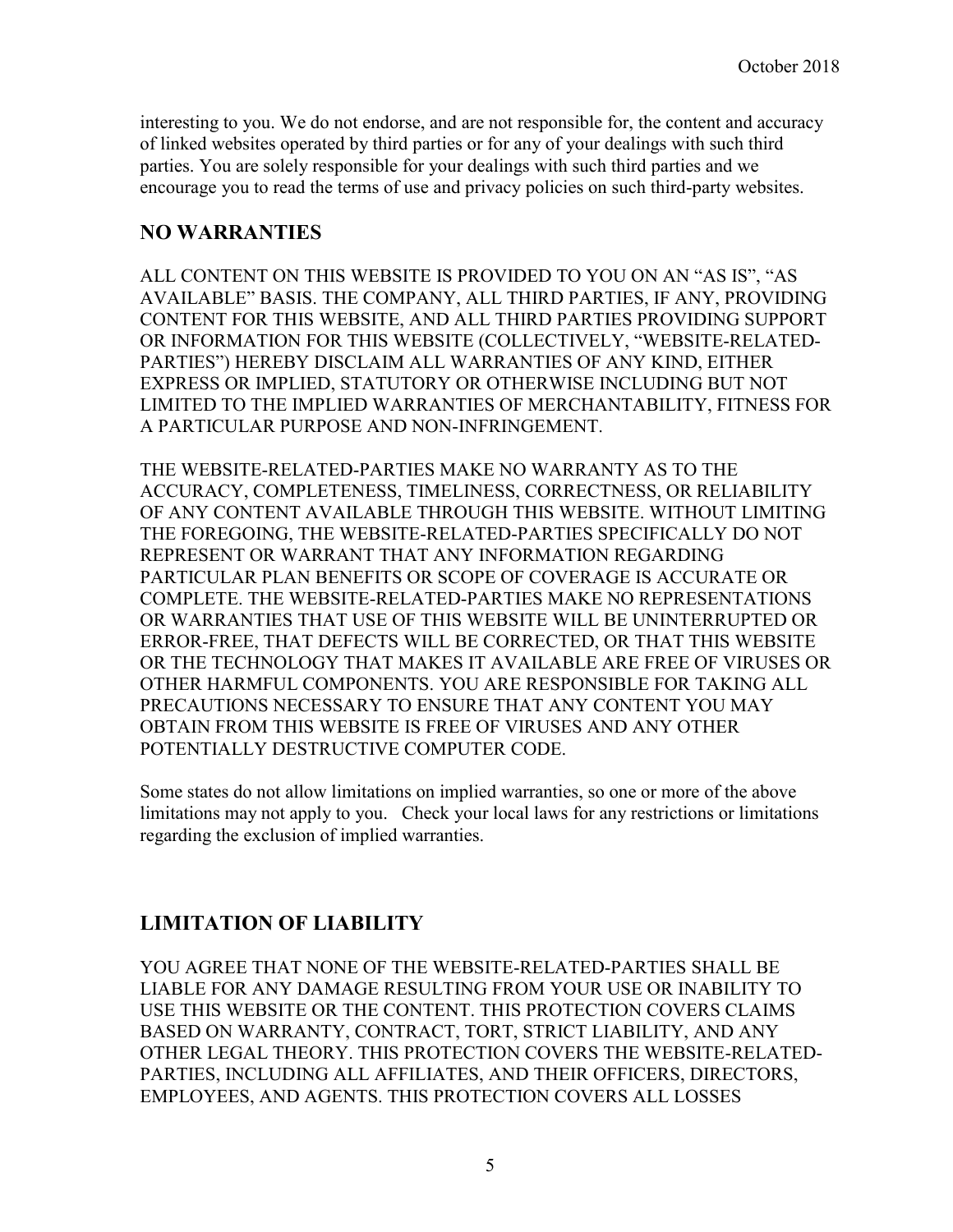interesting to you. We do not endorse, and are not responsible for, the content and accuracy of linked websites operated by third parties or for any of your dealings with such third parties. You are solely responsible for your dealings with such third parties and we encourage you to read the terms of use and privacy policies on such third-party websites.

## NO WARRANTIES

ALL CONTENT ON THIS WEBSITE IS PROVIDED TO YOU ON AN "AS IS", "AS AVAILABLE" BASIS. THE COMPANY, ALL THIRD PARTIES, IF ANY, PROVIDING CONTENT FOR THIS WEBSITE, AND ALL THIRD PARTIES PROVIDING SUPPORT OR INFORMATION FOR THIS WEBSITE (COLLECTIVELY, "WEBSITE-RELATED-PARTIES") HEREBY DISCLAIM ALL WARRANTIES OF ANY KIND, EITHER EXPRESS OR IMPLIED, STATUTORY OR OTHERWISE INCLUDING BUT NOT LIMITED TO THE IMPLIED WARRANTIES OF MERCHANTABILITY, FITNESS FOR A PARTICULAR PURPOSE AND NON-INFRINGEMENT.

THE WEBSITE-RELATED-PARTIES MAKE NO WARRANTY AS TO THE ACCURACY, COMPLETENESS, TIMELINESS, CORRECTNESS, OR RELIABILITY OF ANY CONTENT AVAILABLE THROUGH THIS WEBSITE. WITHOUT LIMITING THE FOREGOING, THE WEBSITE-RELATED-PARTIES SPECIFICALLY DO NOT REPRESENT OR WARRANT THAT ANY INFORMATION REGARDING PARTICULAR PLAN BENEFITS OR SCOPE OF COVERAGE IS ACCURATE OR COMPLETE. THE WEBSITE-RELATED-PARTIES MAKE NO REPRESENTATIONS OR WARRANTIES THAT USE OF THIS WEBSITE WILL BE UNINTERRUPTED OR ERROR-FREE, THAT DEFECTS WILL BE CORRECTED, OR THAT THIS WEBSITE OR THE TECHNOLOGY THAT MAKES IT AVAILABLE ARE FREE OF VIRUSES OR OTHER HARMFUL COMPONENTS. YOU ARE RESPONSIBLE FOR TAKING ALL PRECAUTIONS NECESSARY TO ENSURE THAT ANY CONTENT YOU MAY OBTAIN FROM THIS WEBSITE IS FREE OF VIRUSES AND ANY OTHER POTENTIALLY DESTRUCTIVE COMPUTER CODE.

Some states do not allow limitations on implied warranties, so one or more of the above limitations may not apply to you. Check your local laws for any restrictions or limitations regarding the exclusion of implied warranties.

## LIMITATION OF LIABILITY

YOU AGREE THAT NONE OF THE WEBSITE-RELATED-PARTIES SHALL BE LIABLE FOR ANY DAMAGE RESULTING FROM YOUR USE OR INABILITY TO USE THIS WEBSITE OR THE CONTENT. THIS PROTECTION COVERS CLAIMS BASED ON WARRANTY, CONTRACT, TORT, STRICT LIABILITY, AND ANY OTHER LEGAL THEORY. THIS PROTECTION COVERS THE WEBSITE-RELATED-PARTIES, INCLUDING ALL AFFILIATES, AND THEIR OFFICERS, DIRECTORS, EMPLOYEES, AND AGENTS. THIS PROTECTION COVERS ALL LOSSES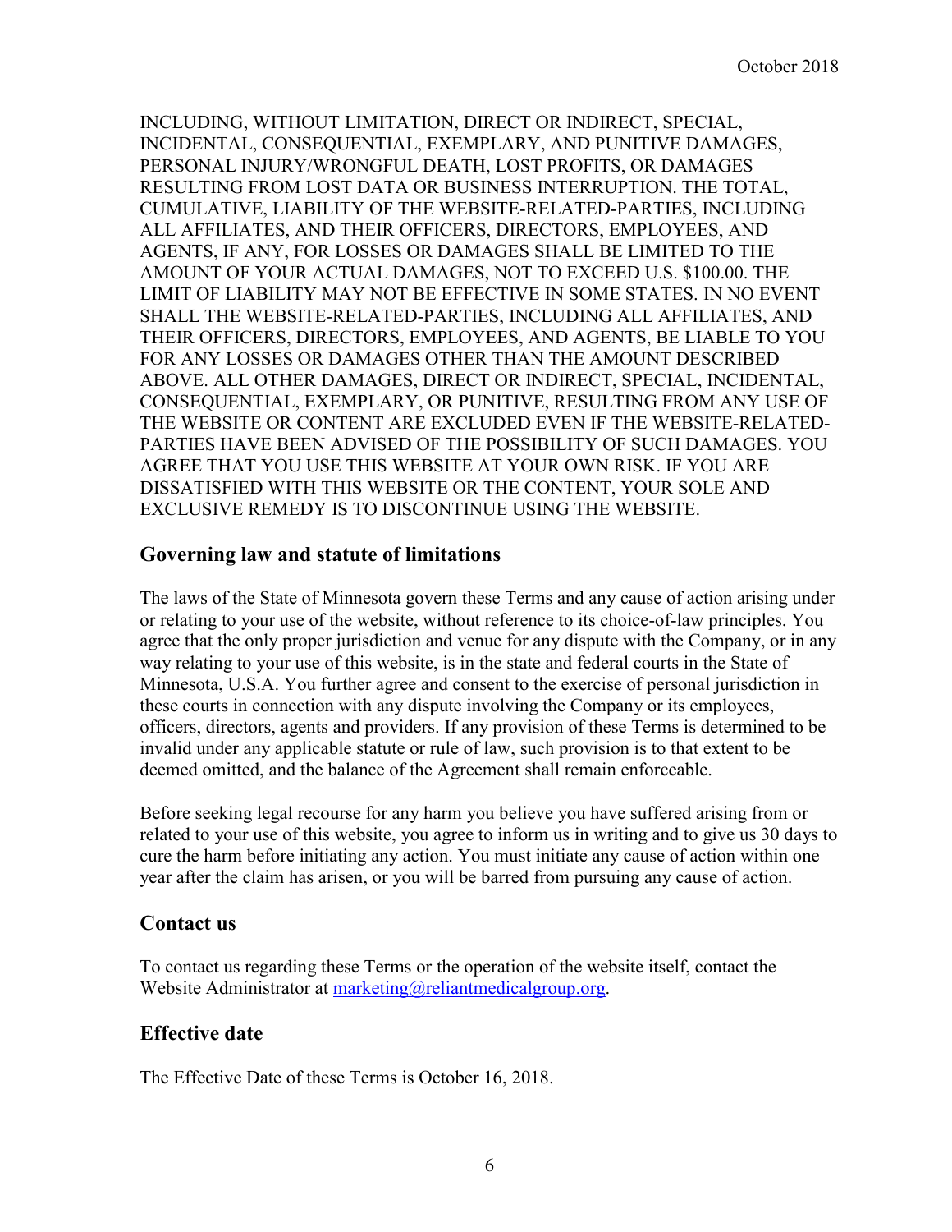INCLUDING, WITHOUT LIMITATION, DIRECT OR INDIRECT, SPECIAL, INCIDENTAL, CONSEQUENTIAL, EXEMPLARY, AND PUNITIVE DAMAGES, PERSONAL INJURY/WRONGFUL DEATH, LOST PROFITS, OR DAMAGES RESULTING FROM LOST DATA OR BUSINESS INTERRUPTION. THE TOTAL, CUMULATIVE, LIABILITY OF THE WEBSITE-RELATED-PARTIES, INCLUDING ALL AFFILIATES, AND THEIR OFFICERS, DIRECTORS, EMPLOYEES, AND AGENTS, IF ANY, FOR LOSSES OR DAMAGES SHALL BE LIMITED TO THE AMOUNT OF YOUR ACTUAL DAMAGES, NOT TO EXCEED U.S. $100.00. THE LIMIT OF LIABILITY MAY NOT BE EFFECTIVE IN SOME STATES. IN NO EVENT SHALL THE WEBSITE-RELATED-PARTIES, INCLUDING ALL AFFILIATES, AND THEIR OFFICERS, DIRECTORS, EMPLOYEES, AND AGENTS, BE LIABLE TO YOU FOR ANY LOSSES OR DAMAGES OTHER THAN THE AMOUNT DESCRIBED ABOVE. ALL OTHER DAMAGES, DIRECT OR INDIRECT, SPECIAL, INCIDENTAL, CONSEQUENTIAL, EXEMPLARY, OR PUNITIVE, RESULTING FROM ANY USE OF THE WEBSITE OR CONTENT ARE EXCLUDED EVEN IF THE WEBSITE-RELATED-PARTIES HAVE BEEN ADVISED OF THE POSSIBILITY OF SUCH DAMAGES. YOU AGREE THAT YOU USE THIS WEBSITE AT YOUR OWN RISK. IF YOU ARE DISSATISFIED WITH THIS WEBSITE OR THE CONTENT, YOUR SOLE AND EXCLUSIVE REMEDY IS TO DISCONTINUE USING THE WEBSITE.

## Governing law and statute of limitations

The laws of the State of Minnesota govern these Terms and any cause of action arising under or relating to your use of the website, without reference to its choice-of-law principles. You agree that the only proper jurisdiction and venue for any dispute with the Company, or in any way relating to your use of this website, is in the state and federal courts in the State of Minnesota, U.S.A. You further agree and consent to the exercise of personal jurisdiction in these courts in connection with any dispute involving the Company or its employees, officers, directors, agents and providers. If any provision of these Terms is determined to be invalid under any applicable statute or rule of law, such provision is to that extent to be deemed omitted, and the balance of the Agreement shall remain enforceable.

Before seeking legal recourse for any harm you believe you have suffered arising from or related to your use of this website, you agree to inform us in writing and to give us 30 days to cure the harm before initiating any action. You must initiate any cause of action within one year after the claim has arisen, or you will be barred from pursuing any cause of action.

## Contact us

To contact us regarding these Terms or the operation of the website itself, contact the Website Administrator at marketing@reliantmedicalgroup.org.

## Effective date

The Effective Date of these Terms is October 16, 2018.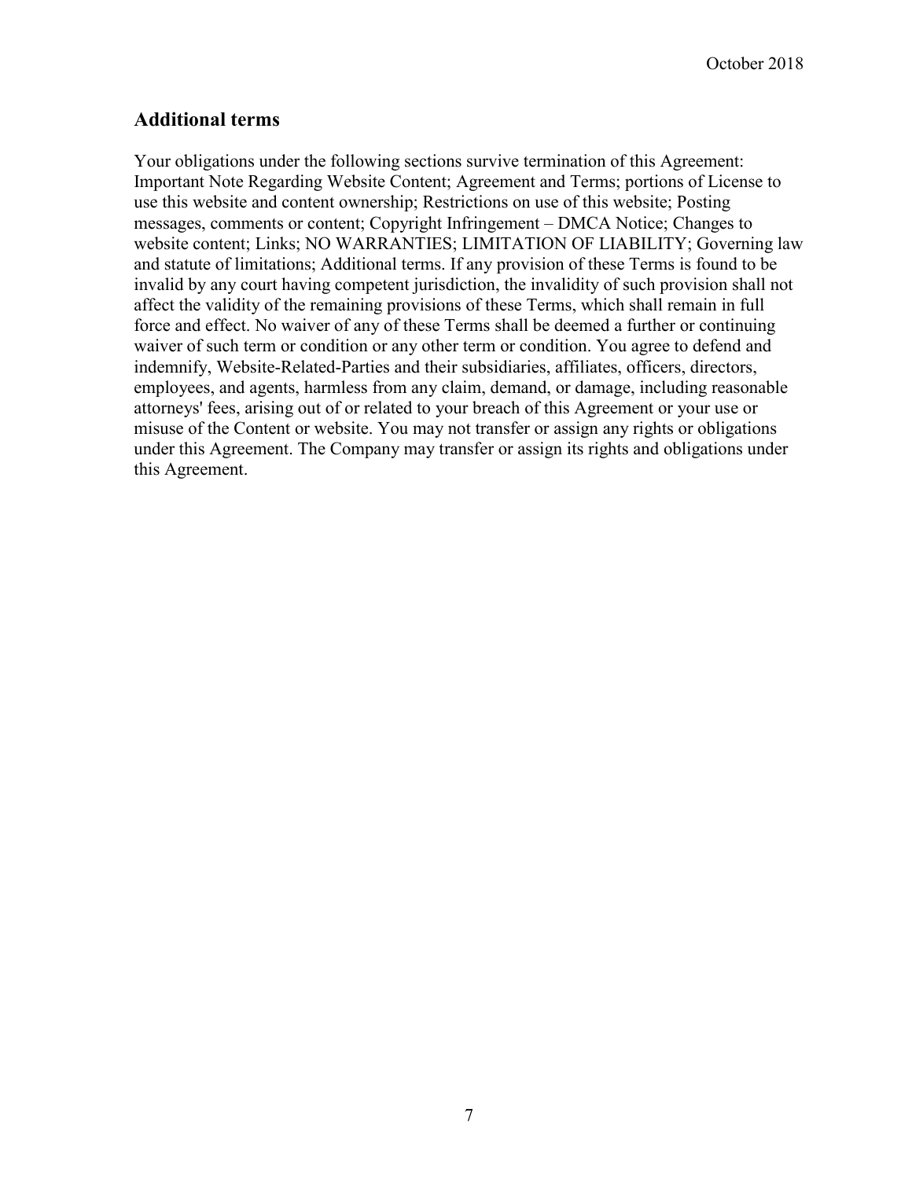## Additional terms

Your obligations under the following sections survive termination of this Agreement: Important Note Regarding Website Content; Agreement and Terms; portions of License to use this website and content ownership; Restrictions on use of this website; Posting messages, comments or content; Copyright Infringement – DMCA Notice; Changes to website content; Links; NO WARRANTIES; LIMITATION OF LIABILITY; Governing law and statute of limitations; Additional terms. If any provision of these Terms is found to be invalid by any court having competent jurisdiction, the invalidity of such provision shall not affect the validity of the remaining provisions of these Terms, which shall remain in full force and effect. No waiver of any of these Terms shall be deemed a further or continuing waiver of such term or condition or any other term or condition. You agree to defend and indemnify, Website-Related-Parties and their subsidiaries, affiliates, officers, directors, employees, and agents, harmless from any claim, demand, or damage, including reasonable attorneys' fees, arising out of or related to your breach of this Agreement or your use or misuse of the Content or website. You may not transfer or assign any rights or obligations under this Agreement. The Company may transfer or assign its rights and obligations under this Agreement.